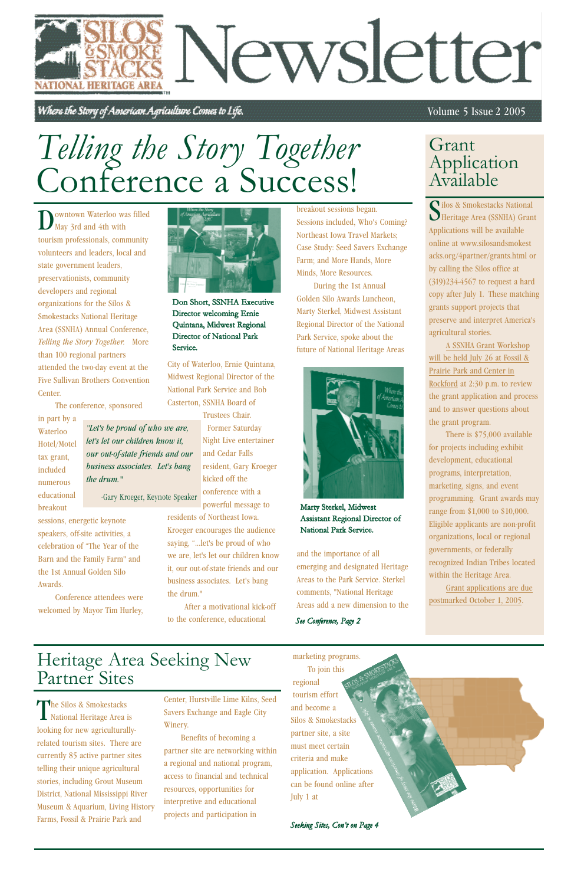# Newsletter

*Where the Story of American Agriculture Comes to Life.*

Volume 5 Issue 2 2005

# *Telling the Story Together* Conference a Success!

Downtown Waterloo was filled May 3rd and 4th with tourism professionals, community volunteers and leaders, local and state government leaders, preservationists, community developers and regional organizations for the Silos & Smokestacks National Heritage Area (SSNHA) Annual Conference, *Telling the Story Together.* More than 100 regional partners attended the two-day event at the Five Sullivan Brothers Convention Center.

The conference, sponsored in part by a Waterloo Hotel/Motel tax grant, included numerous educational breakout sessions, energetic keynote speakers, off-site activities, a celebration of "The Year of the Barn and the Family Farm" and the 1st Annual Golden Silo Awards.

Conference attendees were welcomed by Mayor Tim Hurley, City of Waterloo, Ernie Quintana, Midwest Regional Director of the National Park Service and Bob Casterton, SSNHA Board of Trustees Chair.

Don Short, SSNHA Executive Director welcoming Ernie Quintana, Midwest Regional Director of National Park Service.

> *"Let's be proud of who we are, let's let our children know it, our out-of-state friends and our business associates. Let's bang the drum."*
>
> -Gary Kroeger, Keynote Speaker

Former Saturday Night Live entertainer and Cedar Falls resident, Gary Kroeger kicked off the conference with a powerful message to residents of Northeast Iowa. Kroeger encourages the audience saying, "...let's be proud of who we are, let's let our children know it, our out-of-state friends and our business associates. Let's bang the drum."

After a motivational kick-off to the conference, educational breakout sessions began. Sessions included, Who's Coming? Northeast Iowa Travel Markets; Case Study: Seed Savers Exchange Farm; and More Hands, More Minds, More Resources.

During the 1st Annual Golden Silo Awards Luncheon, Marty Sterkel, Midwest Assistant Regional Director of the National Park Service, spoke about the future of National Heritage Areas and the importance of all emerging and designated Heritage Areas to the Park Service. Sterkel comments, "National Heritage Areas add a new dimension to the

Marty Sterkel, Midwest Assistant Regional Director of National Park Service.

*See Conference, Page 2*

## Grant Application Available

Silos & Smokestacks National Heritage Area (SSNHA) Grant Applications will be available online at www.silosandsmokestacks.org/4partner/grants.html or by calling the Silos office at (319)234-4567 to request a hard copy after July 1. These matching grants support projects that preserve and interpret America's agricultural stories.

A SSNHA Grant Workshop will be held July 26 at Fossil & Prairie Park and Center in Rockford at 2:30 p.m. to review the grant application and process and to answer questions about the grant program.

There is $75,000 available for projects including exhibit development, educational programs, interpretation, marketing, signs, and event programming. Grant awards may range from $1,000 to $10,000. Eligible applicants are non-profit organizations, local or regional governments, or federally recognized Indian Tribes located within the Heritage Area.

Grant applications are due postmarked October 1, 2005.

## Heritage Area Seeking New Partner Sites

The Silos & Smokestacks National Heritage Area is looking for new agriculturally-related tourism sites. There are currently 85 active partner sites telling their unique agricultural stories, including Grout Museum District, National Mississippi River Museum & Aquarium, Living History Farms, Fossil & Prairie Park and Center, Hurstville Lime Kilns, Seed Savers Exchange and Eagle City Winery.

Benefits of becoming a partner site are networking within a regional and national program, access to financial and technical resources, opportunities for interpretive and educational projects and participation in marketing programs.

To join this regional tourism effort and become a Silos & Smokestacks partner site, a site must meet certain criteria and make application. Applications can be found online after July 1 at

*Seeking Sites, Con't on Page 4*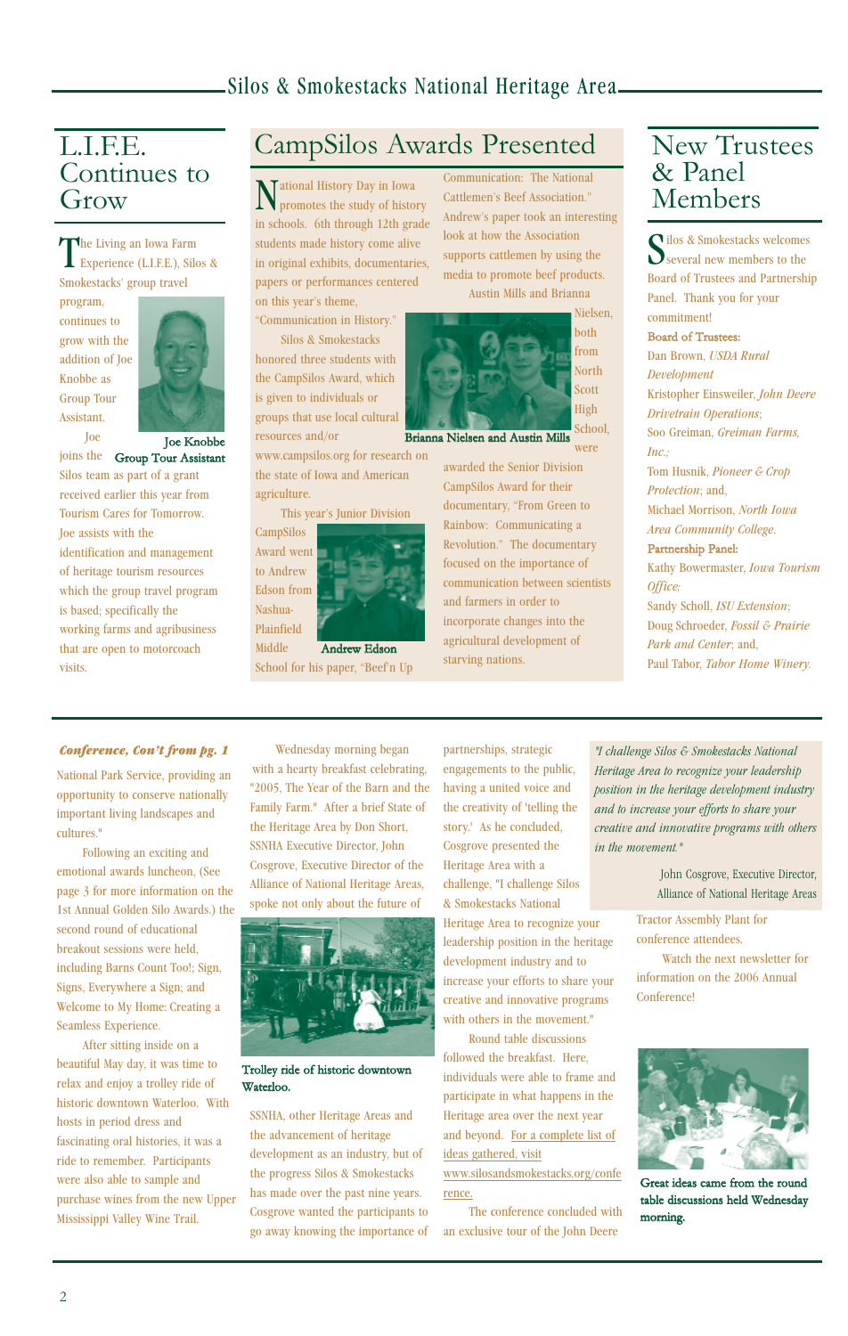## L.I.F.E. Continues to Grow

The Living an Iowa Farm Experience (L.I.F.E.), Silos & Smokestacks' group travel program, continues to grow with the addition of Joe Knobbe as Group Tour Assistant.

Joe Knobbe
Group Tour Assistant

Joe joins the Silos team as part of a grant received earlier this year from Tourism Cares for Tomorrow. Joe assists with the identification and management of heritage tourism resources which the group travel program is based; specifically the working farms and agribusiness that are open to motorcoach visits.

## CampSilos Awards Presented

National History Day in Iowa promotes the study of history in schools. 6th through 12th grade students made history come alive in original exhibits, documentaries, papers or performances centered on this year's theme, "Communication in History."

Silos & Smokestacks honored three students with the CampSilos Award, which is given to individuals or groups that use local cultural resources and/or www.campsilos.org for research on the state of Iowa and American agriculture.

This year's Junior Division CampSilos Award went to Andrew Edson from Nashua-Plainfield Middle School for his paper, "Beef'n Up Communication: The National Cattlemen's Beef Association." Andrew's paper took an interesting look at how the Association supports cattlemen by using the media to promote beef products.

Andrew Edson

Austin Mills and Brianna Nielsen, both from North Scott High School, were awarded the Senior Division CampSilos Award for their documentary, "From Green to Rainbow: Communicating a Revolution." The documentary focused on the importance of communication between scientists and farmers in order to incorporate changes into the agricultural development of starving nations.

Brianna Nielsen and Austin Mills

## New Trustees & Panel Members

Silos & Smokestacks welcomes several new members to the Board of Trustees and Partnership Panel. Thank you for your commitment!

**Board of Trustees:**
Dan Brown, *USDA Rural Development*
Kristopher Einsweiler, *John Deere Drivetrain Operations*;
Soo Greiman, *Greiman Farms, Inc.;*
Tom Husnik, *Pioneer & Crop Protection*; and,
Michael Morrison, *North Iowa Area Community College.*

**Partnership Panel:**
Kathy Bowermaster, *Iowa Tourism Office;*
Sandy Scholl, *ISU Extension*;
Doug Schroeder, *Fossil & Prairie Park and Center*; and,
Paul Tabor, *Tabor Home Winery.*

---

***Conference, Con't from pg. 1***

National Park Service, providing an opportunity to conserve nationally important living landscapes and cultures."

Following an exciting and emotional awards luncheon, (See page 3 for more information on the 1st Annual Golden Silo Awards.) the second round of educational breakout sessions were held, including Barns Count Too!; Sign, Signs, Everywhere a Sign; and Welcome to My Home: Creating a Seamless Experience.

After sitting inside on a beautiful May day, it was time to relax and enjoy a trolley ride of historic downtown Waterloo. With hosts in period dress and fascinating oral histories, it was a ride to remember. Participants were also able to sample and purchase wines from the new Upper Mississippi Valley Wine Trail.

Wednesday morning began with a hearty breakfast celebrating, "2005, The Year of the Barn and the Family Farm." After a brief State of the Heritage Area by Don Short, SSNHA Executive Director, John Cosgrove, Executive Director of the Alliance of National Heritage Areas, spoke not only about the future of SSNHA, other Heritage Areas and the advancement of heritage development as an industry, but of the progress Silos & Smokestacks has made over the past nine years. Cosgrove wanted the participants to go away knowing the importance of partnerships, strategic engagements to the public, having a united voice and the creativity of 'telling the story.' As he concluded, Cosgrove presented the Heritage Area with a challenge, "I challenge Silos & Smokestacks National Heritage Area to recognize your leadership position in the heritage development industry and to increase your efforts to share your creative and innovative programs with others in the movement."

Trolley ride of historic downtown Waterloo.

Round table discussions followed the breakfast. Here, individuals were able to frame and participate in what happens in the Heritage area over the next year and beyond. For a complete list of ideas gathered, visit www.silosandsmokestacks.org/conference.

The conference concluded with an exclusive tour of the John Deere Tractor Assembly Plant for conference attendees.

Watch the next newsletter for information on the 2006 Annual Conference!

*"I challenge Silos & Smokestacks National Heritage Area to recognize your leadership position in the heritage development industry and to increase your efforts to share your creative and innovative programs with others in the movement."*

John Cosgrove, Executive Director, Alliance of National Heritage Areas

Great ideas came from the round table discussions held Wednesday morning.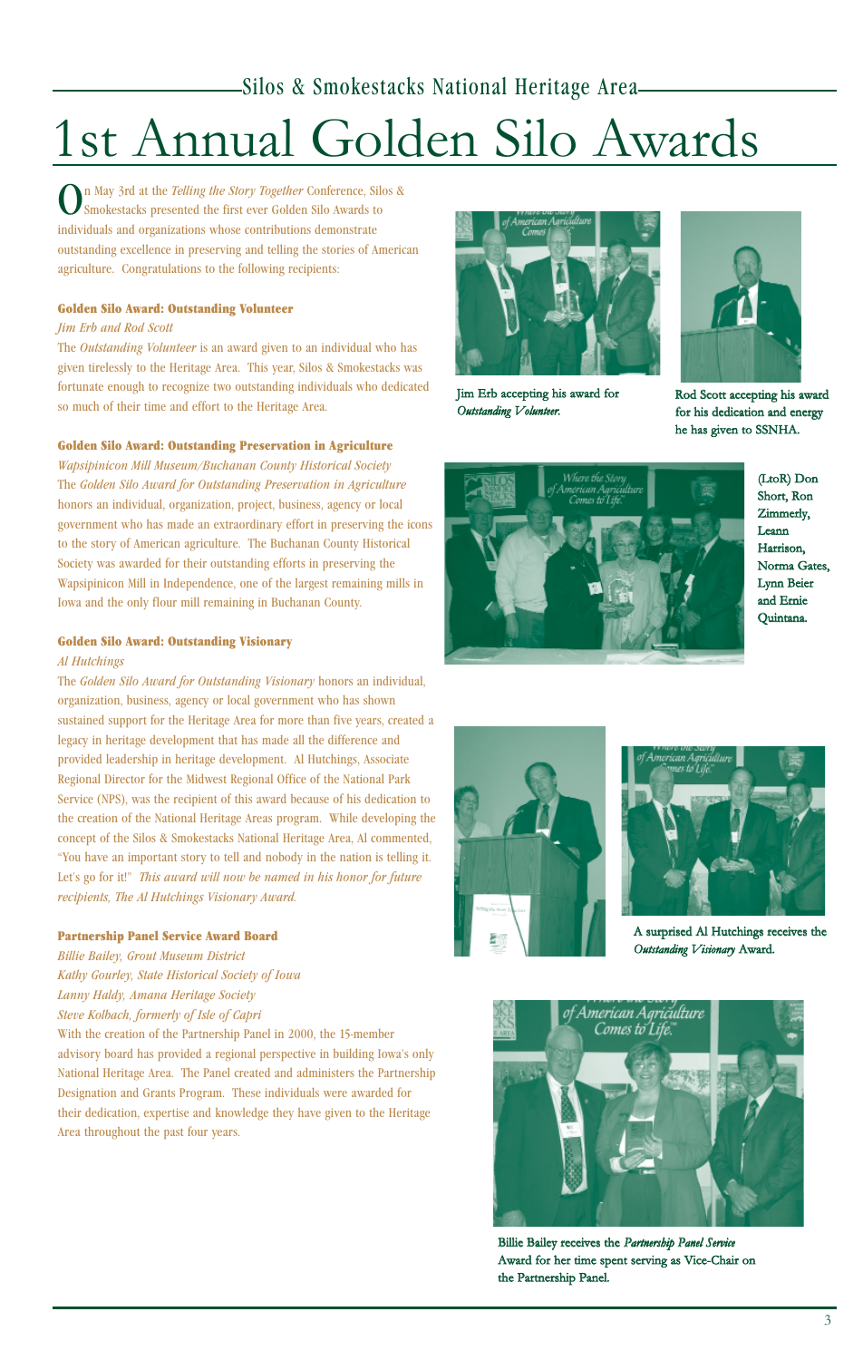Silos & Smokestacks National Heritage Area

# 1st Annual Golden Silo Awards

On May 3rd at the *Telling the Story Together* Conference, Silos & Smokestacks presented the first ever Golden Silo Awards to individuals and organizations whose contributions demonstrate outstanding excellence in preserving and telling the stories of American agriculture. Congratulations to the following recipients:

### Golden Silo Award: Outstanding Volunteer

*Jim Erb and Rod Scott*

The *Outstanding Volunteer* is an award given to an individual who has given tirelessly to the Heritage Area. This year, Silos & Smokestacks was fortunate enough to recognize two outstanding individuals who dedicated so much of their time and effort to the Heritage Area.

### Golden Silo Award: Outstanding Preservation in Agriculture

*Wapsipinicon Mill Museum/Buchanan County Historical Society*

The *Golden Silo Award for Outstanding Preservation in Agriculture* honors an individual, organization, project, business, agency or local government who has made an extraordinary effort in preserving the icons to the story of American agriculture. The Buchanan County Historical Society was awarded for their outstanding efforts in preserving the Wapsipinicon Mill in Independence, one of the largest remaining mills in Iowa and the only flour mill remaining in Buchanan County.

### Golden Silo Award: Outstanding Visionary

*Al Hutchings*

The *Golden Silo Award for Outstanding Visionary* honors an individual, organization, business, agency or local government who has shown sustained support for the Heritage Area for more than five years, created a legacy in heritage development that has made all the difference and provided leadership in heritage development. Al Hutchings, Associate Regional Director for the Midwest Regional Office of the National Park Service (NPS), was the recipient of this award because of his dedication to the creation of the National Heritage Areas program. While developing the concept of the Silos & Smokestacks National Heritage Area, Al commented, "You have an important story to tell and nobody in the nation is telling it. Let's go for it!" *This award will now be named in his honor for future recipients, The Al Hutchings Visionary Award.*

### Partnership Panel Service Award Board

*Billie Bailey, Grout Museum District*
*Kathy Gourley, State Historical Society of Iowa*
*Lanny Haldy, Amana Heritage Society*
*Steve Kolbach, formerly of Isle of Capri*

With the creation of the Partnership Panel in 2000, the 15-member advisory board has provided a regional perspective in building Iowa's only National Heritage Area. The Panel created and administers the Partnership Designation and Grants Program. These individuals were awarded for their dedication, expertise and knowledge they have given to the Heritage Area throughout the past four years.

Jim Erb accepting his award for *Outstanding Volunteer.*

Rod Scott accepting his award for his dedication and energy he has given to SSNHA.

(LtoR) Don Short, Ron Zimmerly, Leann Harrison, Norma Gates, Lynn Beier and Ernie Quintana.

A surprised Al Hutchings receives the *Outstanding Visionary* Award.

Billie Bailey receives the *Partnership Panel Service* Award for her time spent serving as Vice-Chair on the Partnership Panel.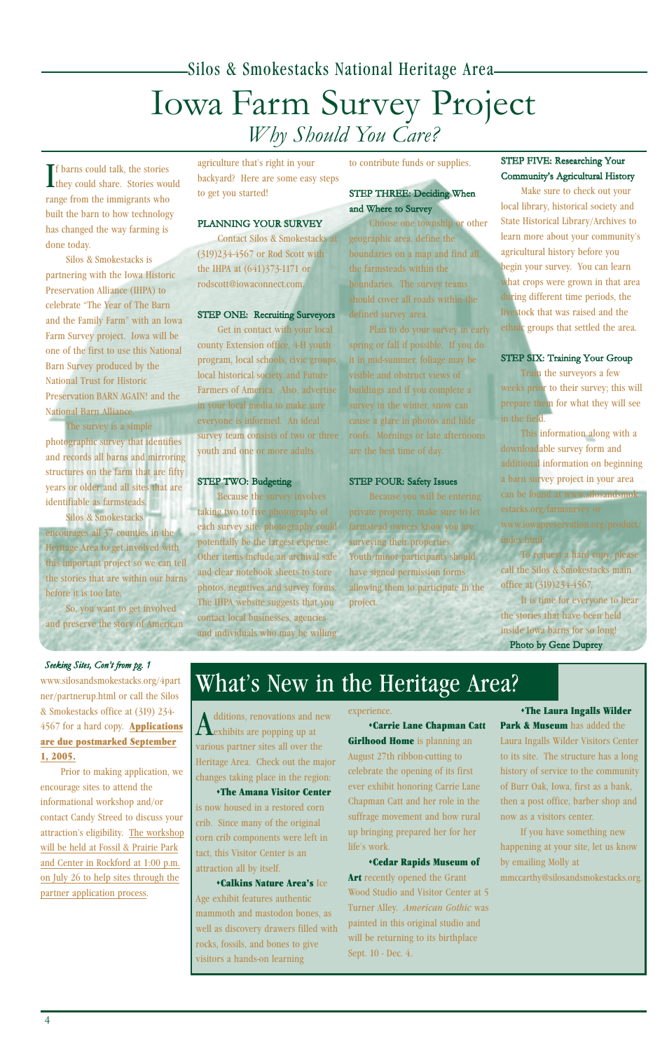Silos & Smokestacks National Heritage Area

# Iowa Farm Survey Project

## *Why Should You Care?*

If barns could talk, the stories they could share. Stories would range from the immigrants who built the barn to how technology has changed the way farming is done today.

Silos & Smokestacks is partnering with the Iowa Historic Preservation Alliance (IHPA) to celebrate "The Year of The Barn and the Family Farm" with an Iowa Farm Survey project. Iowa will be one of the first to use this National Barn Survey produced by the National Trust for Historic Preservation BARN AGAIN! and the National Barn Alliance.

The survey is a simple photographic survey that identifies and records all barns and mirroring structures on the farm that are fifty years or older and all sites that are identifiable as farmsteads.

Silos & Smokestacks encourages all 37 counties in the Heritage Area to get involved with this important project so we can tell the stories that are within our barns before it is too late.

So, you want to get involved and preserve the story of American agriculture that's right in your backyard? Here are some easy steps to get you started!

### PLANNING YOUR SURVEY

Contact Silos & Smokestacks at (319)234-4567 or Rod Scott with the IHPA at (641)373-1171 or rodscott@iowaconnect.com.

### STEP ONE: Recruiting Surveyors

Get in contact with your local county Extension office, 4-H youth program, local schools, civic groups, local historical society and Future Farmers of America. Also, advertise in your local media to make sure everyone is informed. An ideal survey team consists of two or three youth and one or more adults.

### STEP TWO: Budgeting

Because the survey involves taking two to five photographs of each survey site, photography could potentially be the largest expense. Other items include an archival safe and clear notebook sheets to store photos, negatives and survey forms. The IHPA website suggests that you contact local businesses, agencies and individuals who may be willing to contribute funds or supplies.

### STEP THREE: Deciding When and Where to Survey

Choose one township or other geographic area, define the boundaries on a map and find all the farmsteads within the boundaries. The survey teams should cover all roads within the defined survey area.

Plan to do your survey in early spring or fall if possible. If you do it in mid-summer, foliage may be visible and obstruct views of buildings and if you complete a survey in the winter, snow can cause a glare in photos and hide roofs. Mornings or late afternoons are the best time of day.

### STEP FOUR: Safety Issues

Because you will be entering private property, make sure to let farmstead owners know you are surveying their properties. Youth/minor participants should have signed permission forms allowing them to participate in the project.

### STEP FIVE: Researching Your Community's Agricultural History

Make sure to check out your local library, historical society and State Historical Library/Archives to learn more about your community's agricultural history before you begin your survey. You can learn what crops were grown in that area during different time periods, the livestock that was raised and the ethnic groups that settled the area.

### STEP SIX: Training Your Group

Train the surveyors a few weeks prior to their survey; this will prepare them for what they will see in the field.

This information along with a downloadable survey form and additional information on beginning a barn survey project in your area can be found at www.silosandsmokestacks.org/farmsurvey or www.iowapreservation.org/product/index.html.

To request a hard copy, please call the Silos & Smokestacks main office at (319)234-4567.

It is time for everyone to hear the stories that have been held inside Iowa barns for so long!

Photo by Gene Duprey

---

*Seeking Sites, Con't from pg. 1*

www.silosandsmokestacks.org/4partner/partnerup.html or call the Silos & Smokestacks office at (319) 234-4567 for a hard copy. **Applications are due postmarked September 1, 2005.**

Prior to making application, we encourage sites to attend the informational workshop and/or contact Candy Streed to discuss your attraction's eligibility. The workshop will be held at Fossil & Prairie Park and Center in Rockford at 1:00 p.m. on July 26 to help sites through the partner application process.

---

# What's New in the Heritage Area?

Additions, renovations and new exhibits are popping up at various partner sites all over the Heritage Area. Check out the major changes taking place in the region:

**•The Amana Visitor Center** is now housed in a restored corn crib. Since many of the original corn crib components were left in tact, this Visitor Center is an attraction all by itself.

**•Calkins Nature Area's** Ice Age exhibit features authentic mammoth and mastodon bones, as well as discovery drawers filled with rocks, fossils, and bones to give visitors a hands-on learning experience.

**•Carrie Lane Chapman Catt Girlhood Home** is planning an August 27th ribbon-cutting to celebrate the opening of its first ever exhibit honoring Carrie Lane Chapman Catt and her role in the suffrage movement and how rural up bringing prepared her for her life's work.

**•Cedar Rapids Museum of Art** recently opened the Grant Wood Studio and Visitor Center at 5 Turner Alley. *American Gothic* was painted in this original studio and will be returning to its birthplace Sept. 10 - Dec. 4.

**•The Laura Ingalls Wilder Park & Museum** has added the Laura Ingalls Wilder Visitors Center to its site. The structure has a long history of service to the community of Burr Oak, Iowa, first as a bank, then a post office, barber shop and now as a visitors center.

If you have something new happening at your site, let us know by emailing Molly at mmccarthy@silosandsmokestacks.org.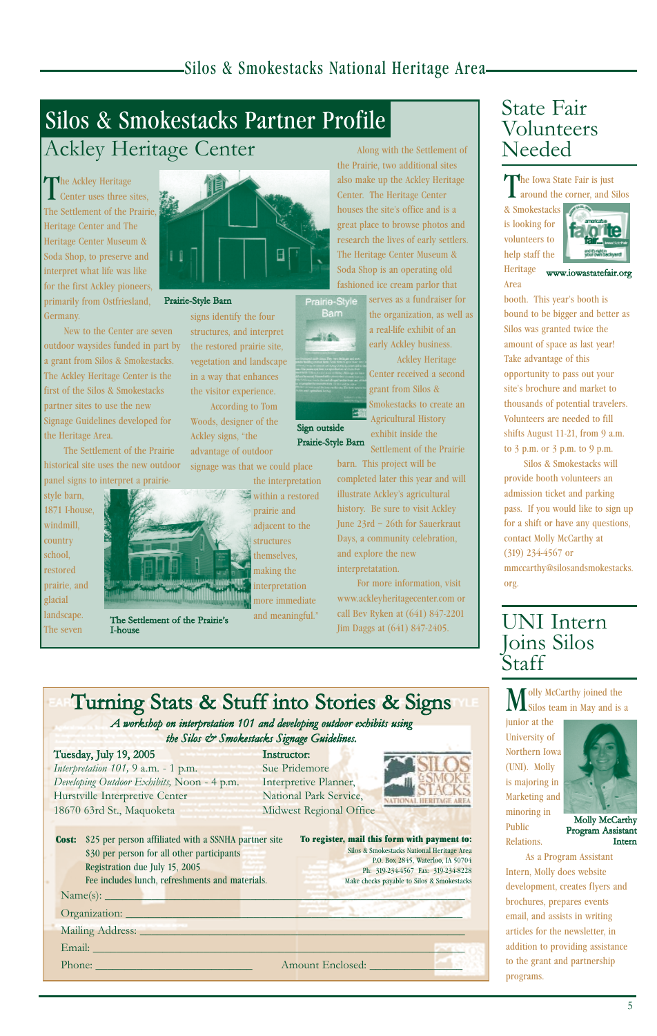# Silos & Smokestacks Partner Profile

## Ackley Heritage Center

The Ackley Heritage Center uses three sites, The Settlement of the Prairie, Heritage Center and The Heritage Center Museum & Soda Shop, to preserve and interpret what life was like for the first Ackley pioneers, primarily from Ostfriesland, Germany.

New to the Center are seven outdoor waysides funded in part by a grant from Silos & Smokestacks. The Ackley Heritage Center is the first of the Silos & Smokestacks partner sites to use the new Signage Guidelines developed for the Heritage Area.

The Settlement of the Prairie historical site uses the new outdoor panel signs to interpret a prairie-style barn, 1871 I-house, windmill, country school, restored prairie, and glacial landscape. The seven signs identify the four structures, and interpret the restored prairie site, vegetation and landscape in a way that enhances the visitor experience.

Prairie-Style Barn

According to Tom Woods, designer of the Ackley signs, "the advantage of outdoor signage was that we could place the interpretation within a restored prairie and adjacent to the structures themselves, making the interpretation more immediate and meaningful."

The Settlement of the Prairie's I-house

Along with the Settlement of the Prairie, two additional sites also make up the Ackley Heritage Center. The Heritage Center houses the site's office and is a great place to browse photos and research the lives of early settlers. The Heritage Center Museum & Soda Shop is an operating old fashioned ice cream parlor that serves as a fundraiser for the organization, as well as a real-life exhibit of an early Ackley business.

Sign outside Prairie-Style Barn

Ackley Heritage Center received a second grant from Silos & Smokestacks to create an Agricultural History exhibit inside the Settlement of the Prairie barn. This project will be completed later this year and will illustrate Ackley's agricultural history. Be sure to visit Ackley June 23rd – 26th for Sauerkraut Days, a community celebration, and explore the new interpretatation.

For more information, visit www.ackleyheritagecenter.com or call Bev Ryken at (641) 847-2201 Jim Daggs at (641) 847-2405.

# Turning Stats & Stuff into Stories & Signs

*A workshop on interpretation 101 and developing outdoor exhibits using the Silos & Smokestacks Signage Guidelines.*

**Tuesday, July 19, 2005**
*Interpretation 101,* 9 a.m. - 1 p.m.
*Developing Outdoor Exhibits,* Noon - 4 p.m.
Hurstville Interpretive Center
18670 63rd St., Maquoketa

**Instructor:**
Sue Pridemore
Interpretive Planner,
National Park Service,
Midwest Regional Office

**Cost:** $25 per person affiliated with a SSNHA partner site
$30 per person for all other participants
Registration due July 15, 2005
Fee includes lunch, refreshments and materials.

**To register, mail this form with payment to:**
Silos & Smokestacks National Heritage Area
P.O. Box 2845, Waterloo, IA 50704
Ph: 319-234-4567 Fax: 319-234-8228
Make checks payable to Silos & Smokestacks

Name(s): ______

Organization: ______

Mailing Address: ______

Email: ______

Phone: ______ Amount Enclosed: ______

# State Fair Volunteers Needed

The Iowa State Fair is just around the corner, and Silos & Smokestacks is looking for volunteers to help staff the Heritage Area booth. This year's booth is bound to be bigger and better as Silos was granted twice the amount of space as last year! Take advantage of this opportunity to pass out your site's brochure and market to thousands of potential travelers. Volunteers are needed to fill shifts August 11-21, from 9 a.m. to 3 p.m. or 3 p.m. to 9 p.m.

www.iowastatefair.org

Silos & Smokestacks will provide booth volunteers an admission ticket and parking pass. If you would like to sign up for a shift or have any questions, contact Molly McCarthy at (319) 234-4567 or mmccarthy@silosandsmokestacks.org.

# UNI Intern Joins Silos Staff

Molly McCarthy joined the Silos team in May and is a junior at the University of Northern Iowa (UNI). Molly is majoring in Marketing and minoring in Public Relations.

Molly McCarthy
Program Assistant Intern

As a Program Assistant Intern, Molly does website development, creates flyers and brochures, prepares events email, and assists in writing articles for the newsletter, in addition to providing assistance to the grant and partnership programs.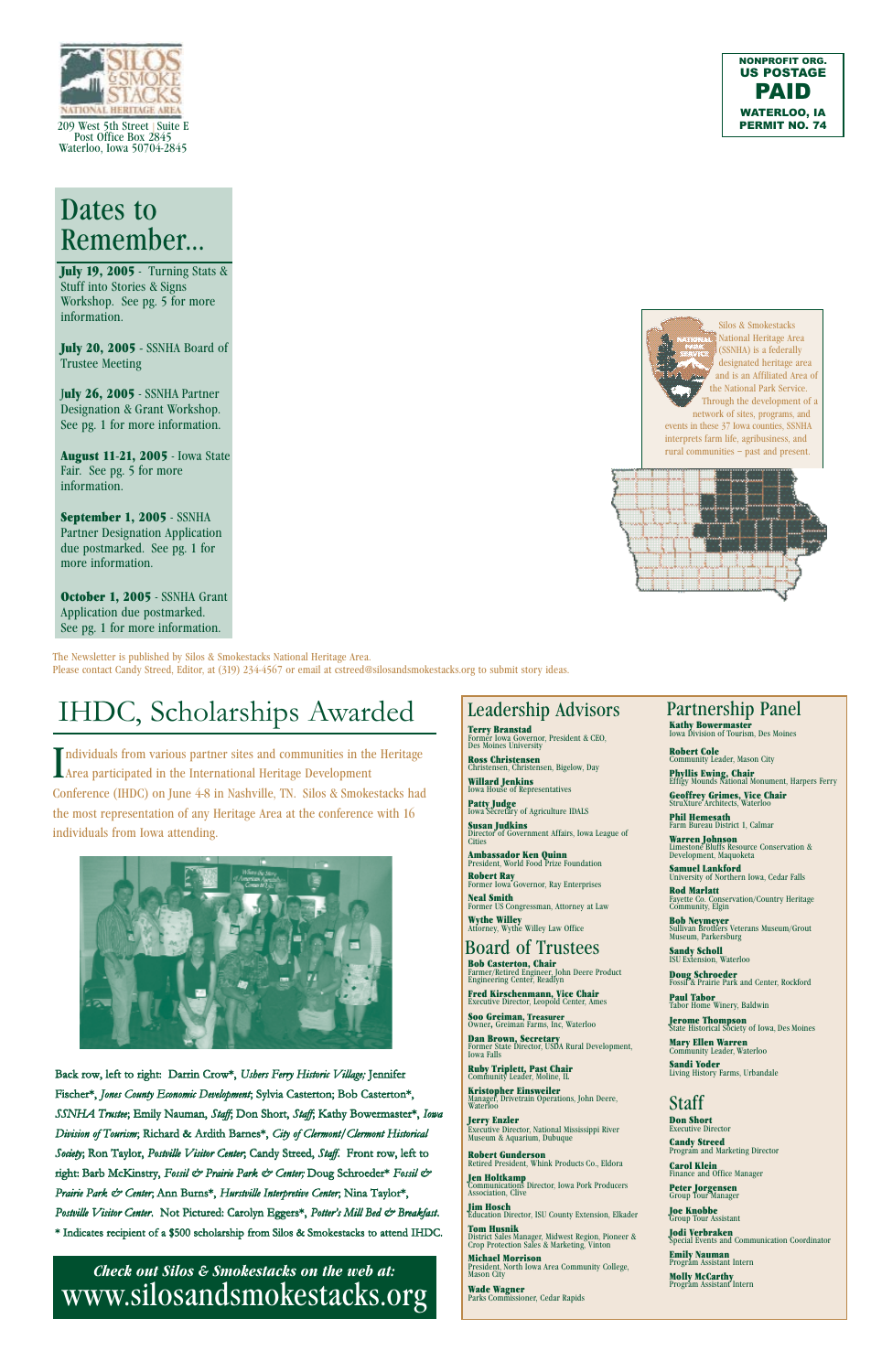209 West 5th Street | Suite E
Post Office Box 2845
Waterloo, Iowa 50704-2845

NONPROFIT ORG.
US POSTAGE
**PAID**
WATERLOO, IA
PERMIT NO. 74

## Dates to Remember...

**July 19, 2005** - Turning Stats & Stuff into Stories & Signs Workshop. See pg. 5 for more information.

**July 20, 2005** - SSNHA Board of Trustee Meeting

**July 26, 2005** - SSNHA Partner Designation & Grant Workshop. See pg. 1 for more information.

**August 11-21, 2005** - Iowa State Fair. See pg. 5 for more information.

**September 1, 2005** - SSNHA Partner Designation Application due postmarked. See pg. 1 for more information.

**October 1, 2005** - SSNHA Grant Application due postmarked. See pg. 1 for more information.

Silos & Smokestacks National Heritage Area (SSNHA) is a federally designated heritage area and is an Affiliated Area of the National Park Service. Through the development of a network of sites, programs, and events in these 37 Iowa counties, SSNHA interprets farm life, agribusiness, and rural communities – past and present.

The Newsletter is published by Silos & Smokestacks National Heritage Area.
Please contact Candy Streed, Editor, at (319) 234-4567 or email at cstreed@silosandsmokestacks.org to submit story ideas.

# IHDC, Scholarships Awarded

Individuals from various partner sites and communities in the Heritage Area participated in the International Heritage Development Conference (IHDC) on June 4-8 in Nashville, TN. Silos & Smokestacks had the most representation of any Heritage Area at the conference with 16 individuals from Iowa attending.

Back row, left to right: Darrin Crow*, *Ushers Ferry Historic Village;* Jennifer Fischer*, *Jones County Economic Development*; Sylvia Casterton; Bob Casterton*, *SSNHA Trustee*; Emily Nauman, *Staff*; Don Short, *Staff*; Kathy Bowermaster*, *Iowa Division of Tourism*; Richard & Ardith Barnes*, *City of Clermont/Clermont Historical Society*; Ron Taylor, *Postville Visitor Center*; Candy Streed, *Staff*. Front row, left to right: Barb McKinstry, *Fossil & Prairie Park & Center;* Doug Schroeder* *Fossil & Prairie Park & Center*; Ann Burns*, *Hurstville Interpretive Center*; Nina Taylor*, *Postville Visitor Center*. Not Pictured: Carolyn Eggers*, *Potter's Mill Bed & Breakfast*.
* Indicates recipient of a $500 scholarship from Silos & Smokestacks to attend IHDC.

*Check out Silos & Smokestacks on the web at:*
www.silosandsmokestacks.org

## Leadership Advisors

**Terry Branstad**
Former Iowa Governor, President & CEO, Des Moines University

**Ross Christensen**
Christensen, Christensen, Bigelow, Day

**Willard Jenkins**
Iowa House of Representatives

**Patty Judge**
Iowa Secretary of Agriculture IDALS

**Susan Judkins**
Director of Government Affairs, Iowa League of Cities

**Ambassador Ken Quinn**
President, World Food Prize Foundation

**Robert Ray**
Former Iowa Governor, Ray Enterprises

**Neal Smith**
Former US Congressman, Attorney at Law

**Wythe Willey**
Attorney, Wythe Willey Law Office

## Board of Trustees

**Bob Casterton, Chair**
Farmer/Retired Engineer, John Deere Product Engineering Center, Readlyn

**Fred Kirschenmann, Vice Chair**
Executive Director, Leopold Center, Ames

**Soo Greiman, Treasurer**
Owner, Greiman Farms, Inc, Waterloo

**Dan Brown, Secretary**
Former State Director, USDA Rural Development, Iowa Falls

**Ruby Triplett, Past Chair**
Community Leader, Moline, IL

**Kristopher Einsweiler**
Manager, Drivetrain Operations, John Deere, Waterloo

**Jerry Enzler**
Executive Director, National Mississippi River Museum & Aquarium, Dubuque

**Robert Gunderson**
Retired President, Whink Products Co., Eldora

**Jen Holtkamp**
Communications Director, Iowa Pork Producers Association, Clive

**Jim Hosch**
Education Director, ISU County Extension, Elkader

**Tom Husnik**
District Sales Manager, Midwest Region, Pioneer & Crop Protection Sales & Marketing, Vinton

**Michael Morrison**
President, North Iowa Area Community College, Mason City

**Wade Wagner**
Parks Commissioner, Cedar Rapids

## Partnership Panel

**Kathy Bowermaster**
Iowa Division of Tourism, Des Moines

**Robert Cole**
Community Leader, Mason City

**Phyllis Ewing, Chair**
Effigy Mounds National Monument, Harpers Ferry

**Geoffrey Grimes, Vice Chair**
StruXture Architects, Waterloo

**Phil Hemesath**
Farm Bureau District 1, Calmar

**Warren Johnson**
Limestone Bluffs Resource Conservation & Development, Maquoketa

**Samuel Lankford**
University of Northern Iowa, Cedar Falls

**Rod Marlatt**
Fayette Co. Conservation/Country Heritage Community, Elgin

**Bob Neymeyer**
Sullivan Brothers Veterans Museum/Grout Museum, Parkersburg

**Sandy Scholl**
ISU Extension, Waterloo

**Doug Schroeder**
Fossil & Prairie Park and Center, Rockford

**Paul Tabor**
Tabor Home Winery, Baldwin

**Jerome Thompson**
State Historical Society of Iowa, Des Moines

**Mary Ellen Warren**
Community Leader, Waterloo

**Sandi Yoder**
Living History Farms, Urbandale

## Staff

**Don Short**
Executive Director

**Candy Streed**
Program and Marketing Director

**Carol Klein**
Finance and Office Manager

**Peter Jorgensen**
Group Tour Manager

**Joe Knobbe**
Group Tour Assistant

**Jodi Verbraken**
Special Events and Communication Coordinator

**Emily Nauman**
Program Assistant Intern

**Molly McCarthy**
Program Assistant Intern